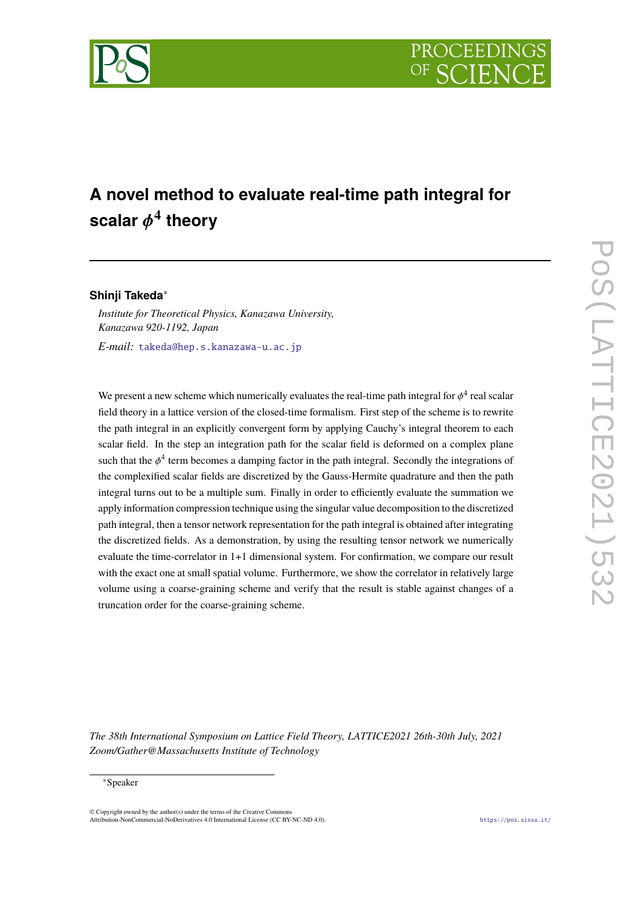# A novel method to evaluate real-time path integral for scalar $\phi^4$ theory

**Shinji Takeda**[*]

*Institute for Theoretical Physics, Kanazawa University, Kanazawa 920-1192, Japan*

*E-mail:* takeda@hep.s.kanazawa-u.ac.jp

We present a new scheme which numerically evaluates the real-time path integral for $\phi^4$ real scalar field theory in a lattice version of the closed-time formalism. First step of the scheme is to rewrite the path integral in an explicitly convergent form by applying Cauchy's integral theorem to each scalar field. In the step an integration path for the scalar field is deformed on a complex plane such that the $\phi^4$ term becomes a damping factor in the path integral. Secondly the integrations of the complexified scalar fields are discretized by the Gauss-Hermite quadrature and then the path integral turns out to be a multiple sum. Finally in order to efficiently evaluate the summation we apply information compression technique using the singular value decomposition to the discretized path integral, then a tensor network representation for the path integral is obtained after integrating the discretized fields. As a demonstration, by using the resulting tensor network we numerically evaluate the time-correlator in 1+1 dimensional system. For confirmation, we compare our result with the exact one at small spatial volume. Furthermore, we show the correlator in relatively large volume using a coarse-graining scheme and verify that the result is stable against changes of a truncation order for the coarse-graining scheme.

*The 38th International Symposium on Lattice Field Theory, LATTICE2021 26th-30th July, 2021 Zoom/Gather@Massachusetts Institute of Technology*

[*]Speaker

© Copyright owned by the author(s) under the terms of the Creative Commons Attribution-NonCommercial-NoDerivatives 4.0 International License (CC BY-NC-ND 4.0).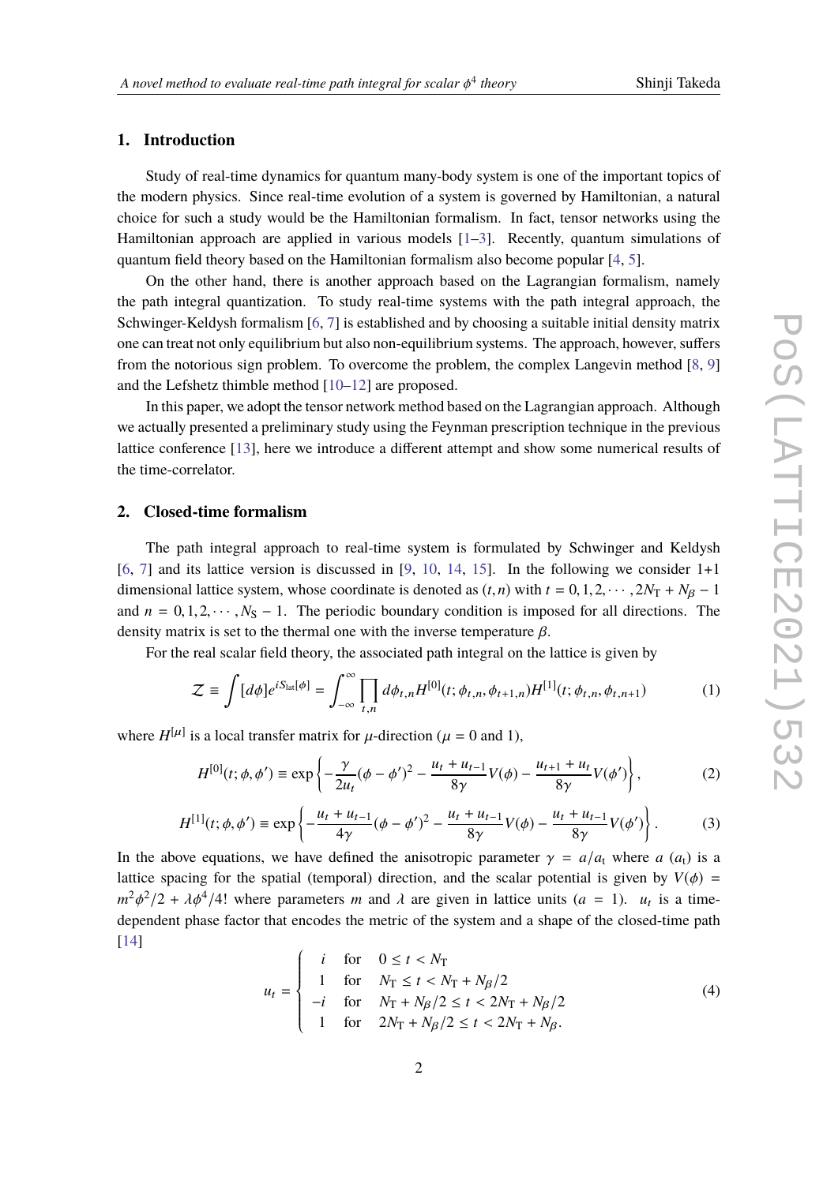## 1. Introduction

Study of real-time dynamics for quantum many-body system is one of the important topics of the modern physics. Since real-time evolution of a system is governed by Hamiltonian, a natural choice for such a study would be the Hamiltonian formalism. In fact, tensor networks using the Hamiltonian approach are applied in various models [1–3]. Recently, quantum simulations of quantum field theory based on the Hamiltonian formalism also become popular [4, 5].

On the other hand, there is another approach based on the Lagrangian formalism, namely the path integral quantization. To study real-time systems with the path integral approach, the Schwinger-Keldysh formalism [6, 7] is established and by choosing a suitable initial density matrix one can treat not only equilibrium but also non-equilibrium systems. The approach, however, suffers from the notorious sign problem. To overcome the problem, the complex Langevin method [8, 9] and the Lefshetz thimble method [10–12] are proposed.

In this paper, we adopt the tensor network method based on the Lagrangian approach. Although we actually presented a preliminary study using the Feynman prescription technique in the previous lattice conference [13], here we introduce a different attempt and show some numerical results of the time-correlator.

## 2. Closed-time formalism

The path integral approach to real-time system is formulated by Schwinger and Keldysh [6, 7] and its lattice version is discussed in [9, 10, 14, 15]. In the following we consider 1+1 dimensional lattice system, whose coordinate is denoted as $(t, n)$ with $t = 0, 1, 2, \cdots, 2N_\mathrm{T} + N_\beta - 1$ and $n = 0, 1, 2, \cdots, N_\mathrm{S} - 1$. The periodic boundary condition is imposed for all directions. The density matrix is set to the thermal one with the inverse temperature $\beta$.

For the real scalar field theory, the associated path integral on the lattice is given by

$$\mathcal{Z} \equiv \int [d\phi] e^{iS_\mathrm{lat}[\phi]} = \int_{-\infty}^{\infty} \prod_{t,n} d\phi_{t,n} H^{[0]}(t; \phi_{t,n}, \phi_{t+1,n}) H^{[1]}(t; \phi_{t,n}, \phi_{t,n+1}) \tag{1}$$

where $H^{[\mu]}$ is a local transfer matrix for $\mu$-direction ($\mu = 0$ and 1),

$$H^{[0]}(t; \phi, \phi') \equiv \exp\left\{ -\frac{\gamma}{2u_t}(\phi - \phi')^2 - \frac{u_t + u_{t-1}}{8\gamma} V(\phi) - \frac{u_{t+1} + u_t}{8\gamma} V(\phi') \right\}, \tag{2}$$

$$H^{[1]}(t; \phi, \phi') \equiv \exp\left\{ -\frac{u_t + u_{t-1}}{4\gamma}(\phi - \phi')^2 - \frac{u_t + u_{t-1}}{8\gamma} V(\phi) - \frac{u_t + u_{t-1}}{8\gamma} V(\phi') \right\}. \tag{3}$$

In the above equations, we have defined the anisotropic parameter $\gamma = a/a_\mathrm{t}$ where $a$ ($a_\mathrm{t}$) is a lattice spacing for the spatial (temporal) direction, and the scalar potential is given by $V(\phi) = m^2\phi^2/2 + \lambda\phi^4/4!$ where parameters $m$ and $\lambda$ are given in lattice units ($a = 1$). $u_t$ is a time-dependent phase factor that encodes the metric of the system and a shape of the closed-time path [14]

$$u_t = \begin{cases} i & \text{for} \quad 0 \le t < N_\mathrm{T} \\ 1 & \text{for} \quad N_\mathrm{T} \le t < N_\mathrm{T} + N_\beta/2 \\ -i & \text{for} \quad N_\mathrm{T} + N_\beta/2 \le t < 2N_\mathrm{T} + N_\beta/2 \\ 1 & \text{for} \quad 2N_\mathrm{T} + N_\beta/2 \le t < 2N_\mathrm{T} + N_\beta. \end{cases} \tag{4}$$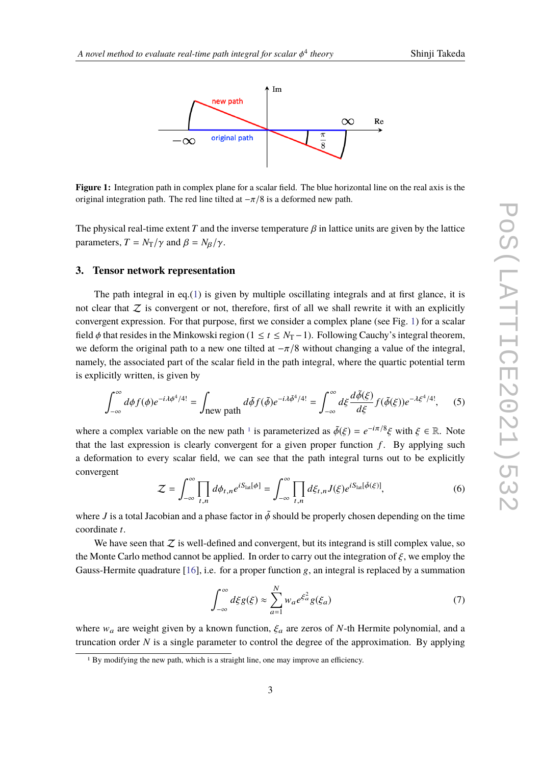Im

new path

original path

$-\infty$

$\infty$

Re

$\frac{\pi}{8}$

**Figure 1:** Integration path in complex plane for a scalar field. The blue horizontal line on the real axis is the original integration path. The red line tilted at $-\pi/8$ is a deformed new path.

The physical real-time extent $T$ and the inverse temperature $\beta$ in lattice units are given by the lattice parameters, $T = N_{\mathrm{T}}/\gamma$ and $\beta = N_\beta/\gamma$.

## 3. Tensor network representation

The path integral in eq.(1) is given by multiple oscillating integrals and at first glance, it is not clear that $\mathcal{Z}$ is convergent or not, therefore, first of all we shall rewrite it with an explicitly convergent expression. For that purpose, first we consider a complex plane (see Fig. 1) for a scalar field $\phi$ that resides in the Minkowski region ($1 \le t \le N_{\mathrm{T}} - 1$). Following Cauchy's integral theorem, we deform the original path to a new one tilted at $-\pi/8$ without changing a value of the integral, namely, the associated part of the scalar field in the path integral, where the quartic potential term is explicitly written, is given by

$$\int_{-\infty}^{\infty} d\phi f(\phi) e^{-i\lambda\phi^4/4!} = \int_{\text{new path}} d\tilde{\phi} f(\tilde{\phi}) e^{-i\lambda\tilde{\phi}^4/4!} = \int_{-\infty}^{\infty} d\xi \frac{d\tilde{\phi}(\xi)}{d\xi} f(\tilde{\phi}(\xi)) e^{-\lambda\xi^4/4!}, \tag{5}$$

where a complex variable on the new path [1] is parameterized as $\tilde{\phi}(\xi) = e^{-i\pi/8}\xi$ with $\xi \in \mathbb{R}$. Note that the last expression is clearly convergent for a given proper function $f$. By applying such a deformation to every scalar field, we can see that the path integral turns out to be explicitly convergent

$$\mathcal{Z} = \int_{-\infty}^{\infty} \prod_{t,n} d\phi_{t,n} e^{iS_{\mathrm{lat}}[\phi]} = \int_{-\infty}^{\infty} \prod_{t,n} d\xi_{t,n} J(\xi) e^{iS_{\mathrm{lat}}[\tilde{\phi}(\xi)]}, \tag{6}$$

where $J$ is a total Jacobian and a phase factor in $\tilde{\phi}$ should be properly chosen depending on the time coordinate $t$.

We have seen that $\mathcal{Z}$ is well-defined and convergent, but its integrand is still complex value, so the Monte Carlo method cannot be applied. In order to carry out the integration of $\xi$, we employ the Gauss-Hermite quadrature [16], i.e. for a proper function $g$, an integral is replaced by a summation

$$\int_{-\infty}^{\infty} d\xi g(\xi) \approx \sum_{a=1}^{N} w_a e^{\xi_a^2} g(\xi_a) \tag{7}$$

where $w_a$ are weight given by a known function, $\xi_a$ are zeros of $N$-th Hermite polynomial, and a truncation order $N$ is a single parameter to control the degree of the approximation. By applying

[1] By modifying the new path, which is a straight line, one may improve an efficiency.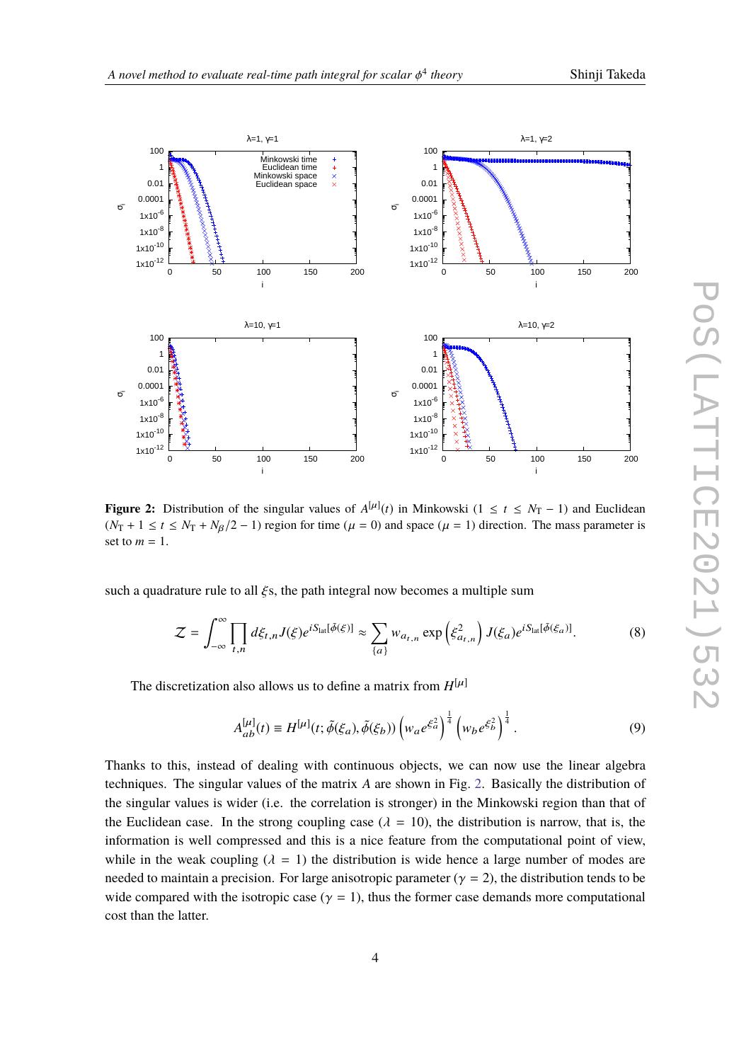**Figure 2:** Distribution of the singular values of $A^{[\mu]}(t)$ in Minkowski ($1 \leq t \leq N_{\rm T} - 1$) and Euclidean ($N_{\rm T} + 1 \leq t \leq N_{\rm T} + N_\beta/2 - 1$) region for time ($\mu = 0$) and space ($\mu = 1$) direction. The mass parameter is set to $m = 1$.

such a quadrature rule to all $\xi$s, the path integral now becomes a multiple sum

$$\mathcal{Z} = \int_{-\infty}^{\infty} \prod_{t,n} d\xi_{t,n} J(\xi) e^{iS_{\rm lat}[\tilde{\phi}(\xi)]} \approx \sum_{\{a\}} w_{a_{t,n}} \exp\left(\xi_{a_{t,n}}^2\right) J(\xi_a) e^{iS_{\rm lat}[\tilde{\phi}(\xi_a)]}. \tag{8}$$

The discretization also allows us to define a matrix from $H^{[\mu]}$

$$A_{ab}^{[\mu]}(t) \equiv H^{[\mu]}(t; \tilde{\phi}(\xi_a), \tilde{\phi}(\xi_b)) \left(w_a e^{\xi_a^2}\right)^{\frac{1}{4}} \left(w_b e^{\xi_b^2}\right)^{\frac{1}{4}}. \tag{9}$$

Thanks to this, instead of dealing with continuous objects, we can now use the linear algebra techniques. The singular values of the matrix $A$ are shown in Fig. 2. Basically the distribution of the singular values is wider (i.e. the correlation is stronger) in the Minkowski region than that of the Euclidean case. In the strong coupling case ($\lambda = 10$), the distribution is narrow, that is, the information is well compressed and this is a nice feature from the computational point of view, while in the weak coupling ($\lambda = 1$) the distribution is wide hence a large number of modes are needed to maintain a precision. For large anisotropic parameter ($\gamma = 2$), the distribution tends to be wide compared with the isotropic case ($\gamma = 1$), thus the former case demands more computational cost than the latter.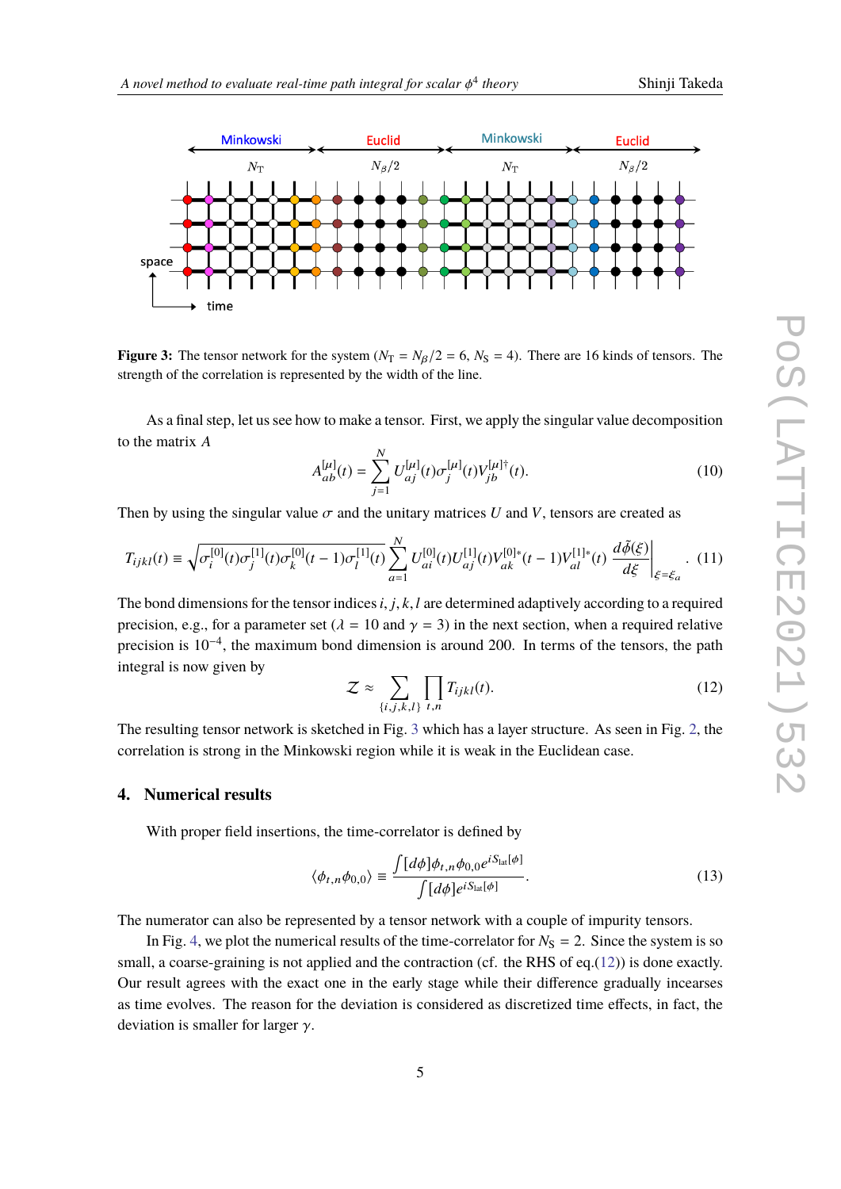Minkowski

Euclid

Minkowski

Euclid

$N_T$

$N_\beta/2$

$N_T$

$N_\beta/2$

space

time

**Figure 3:** The tensor network for the system ($N_T = N_\beta/2 = 6$, $N_S = 4$). There are 16 kinds of tensors. The strength of the correlation is represented by the width of the line.

As a final step, let us see how to make a tensor. First, we apply the singular value decomposition to the matrix $A$

$$A^{[\mu]}_{ab}(t) = \sum_{j=1}^{N} U^{[\mu]}_{aj}(t)\sigma^{[\mu]}_{j}(t)V^{[\mu]\dagger}_{jb}(t). \tag{10}$$

Then by using the singular value $\sigma$ and the unitary matrices $U$ and $V$, tensors are created as

$$T_{ijkl}(t) \equiv \sqrt{\sigma^{[0]}_i(t)\sigma^{[1]}_j(t)\sigma^{[0]}_k(t-1)\sigma^{[1]}_l(t)} \sum_{a=1}^{N} U^{[0]}_{ai}(t)U^{[1]}_{aj}(t)V^{[0]*}_{ak}(t-1)V^{[1]*}_{al}(t) \left.\frac{d\tilde{\phi}(\xi)}{d\xi}\right|_{\xi=\xi_a}. \tag{11}$$

The bond dimensions for the tensor indices $i, j, k, l$ are determined adaptively according to a required precision, e.g., for a parameter set ($\lambda = 10$ and $\gamma = 3$) in the next section, when a required relative precision is $10^{-4}$, the maximum bond dimension is around 200. In terms of the tensors, the path integral is now given by

$$\mathcal{Z} \approx \sum_{\{i,j,k,l\}} \prod_{t,n} T_{ijkl}(t). \tag{12}$$

The resulting tensor network is sketched in Fig. 3 which has a layer structure. As seen in Fig. 2, the correlation is strong in the Minkowski region while it is weak in the Euclidean case.

## 4. Numerical results

With proper field insertions, the time-correlator is defined by

$$\langle \phi_{t,n}\phi_{0,0}\rangle \equiv \frac{\int [d\phi]\phi_{t,n}\phi_{0,0}e^{iS_{\mathrm{lat}}[\phi]}}{\int [d\phi]e^{iS_{\mathrm{lat}}[\phi]}}. \tag{13}$$

The numerator can also be represented by a tensor network with a couple of impurity tensors.

In Fig. 4, we plot the numerical results of the time-correlator for $N_S = 2$. Since the system is so small, a coarse-graining is not applied and the contraction (cf. the RHS of eq.(12)) is done exactly. Our result agrees with the exact one in the early stage while their difference gradually incearses as time evolves. The reason for the deviation is considered as discretized time effects, in fact, the deviation is smaller for larger $\gamma$.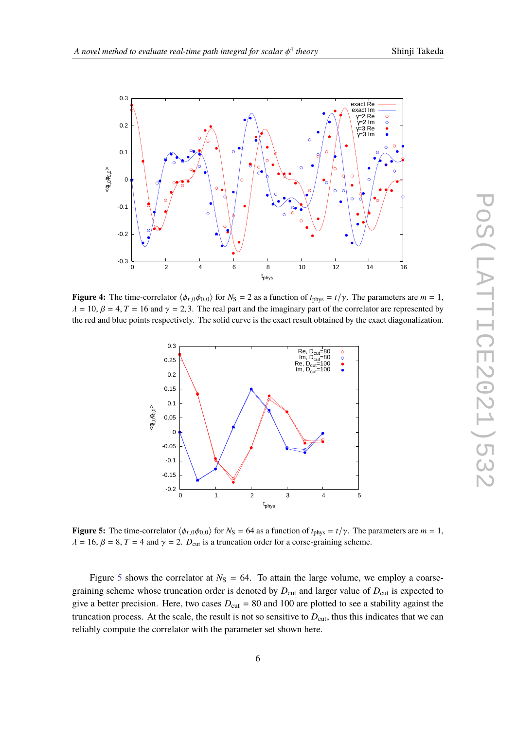0.3
0.2
0.1
0
-0.1
-0.2
-0.3
0
2
4
6
8
10
12
14
16
$t_{\rm phys}$
$\langle\phi_{t,0}\phi_{0,0}\rangle$
exact Re
exact Im
γ=2 Re
γ=2 Im
γ=3 Re
γ=3 Im

**Figure 4:** The time-correlator $\langle\phi_{t,0}\phi_{0,0}\rangle$ for $N_{\rm S} = 2$ as a function of $t_{\rm phys} = t/\gamma$. The parameters are $m = 1$, $\lambda = 10$, $\beta = 4$, $T = 16$ and $\gamma = 2, 3$. The real part and the imaginary part of the correlator are represented by the red and blue points respectively. The solid curve is the exact result obtained by the exact diagonalization.

0.3
0.25
0.2
0.15
0.1
0.05
0
-0.05
-0.1
-0.15
-0.2
0
1
2
3
4
5
$t_{\rm phys}$
$\langle\phi_{t,0}\phi_{0,0}\rangle$
Re, $D_{\rm cut}$=80
Im, $D_{\rm cut}$=80
Re, $D_{\rm cut}$=100
Im, $D_{\rm cut}$=100

**Figure 5:** The time-correlator $\langle\phi_{t,0}\phi_{0,0}\rangle$ for $N_{\rm S} = 64$ as a function of $t_{\rm phys} = t/\gamma$. The parameters are $m = 1$, $\lambda = 16$, $\beta = 8$, $T = 4$ and $\gamma = 2$. $D_{\rm cut}$ is a truncation order for a corse-graining scheme.

Figure 5 shows the correlator at $N_{\rm S} = 64$. To attain the large volume, we employ a coarse-graining scheme whose truncation order is denoted by $D_{\rm cut}$ and larger value of $D_{\rm cut}$ is expected to give a better precision. Here, two cases $D_{\rm cut} = 80$ and 100 are plotted to see a stability against the truncation process. At the scale, the result is not so sensitive to $D_{\rm cut}$, thus this indicates that we can reliably compute the correlator with the parameter set shown here.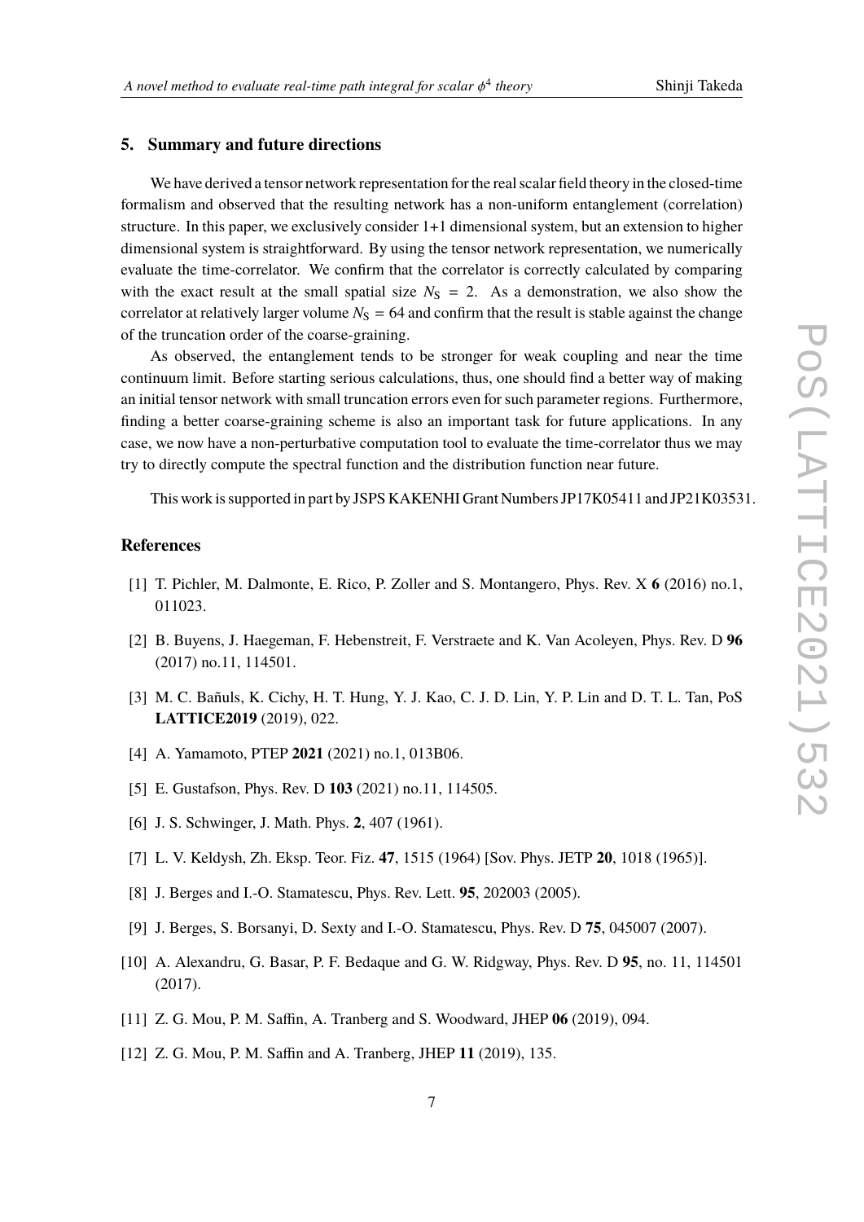## 5. Summary and future directions

We have derived a tensor network representation for the real scalar field theory in the closed-time formalism and observed that the resulting network has a non-uniform entanglement (correlation) structure. In this paper, we exclusively consider 1+1 dimensional system, but an extension to higher dimensional system is straightforward. By using the tensor network representation, we numerically evaluate the time-correlator. We confirm that the correlator is correctly calculated by comparing with the exact result at the small spatial size $N_S = 2$. As a demonstration, we also show the correlator at relatively larger volume $N_S = 64$ and confirm that the result is stable against the change of the truncation order of the coarse-graining.

As observed, the entanglement tends to be stronger for weak coupling and near the time continuum limit. Before starting serious calculations, thus, one should find a better way of making an initial tensor network with small truncation errors even for such parameter regions. Furthermore, finding a better coarse-graining scheme is also an important task for future applications. In any case, we now have a non-perturbative computation tool to evaluate the time-correlator thus we may try to directly compute the spectral function and the distribution function near future.

This work is supported in part by JSPS KAKENHI Grant Numbers JP17K05411 and JP21K03531.

## References

[1] T. Pichler, M. Dalmonte, E. Rico, P. Zoller and S. Montangero, Phys. Rev. X **6** (2016) no.1, 011023.

[2] B. Buyens, J. Haegeman, F. Hebenstreit, F. Verstraete and K. Van Acoleyen, Phys. Rev. D **96** (2017) no.11, 114501.

[3] M. C. Bañuls, K. Cichy, H. T. Hung, Y. J. Kao, C. J. D. Lin, Y. P. Lin and D. T. L. Tan, PoS **LATTICE2019** (2019), 022.

[4] A. Yamamoto, PTEP **2021** (2021) no.1, 013B06.

[5] E. Gustafson, Phys. Rev. D **103** (2021) no.11, 114505.

[6] J. S. Schwinger, J. Math. Phys. **2**, 407 (1961).

[7] L. V. Keldysh, Zh. Eksp. Teor. Fiz. **47**, 1515 (1964) [Sov. Phys. JETP **20**, 1018 (1965)].

[8] J. Berges and I.-O. Stamatescu, Phys. Rev. Lett. **95**, 202003 (2005).

[9] J. Berges, S. Borsanyi, D. Sexty and I.-O. Stamatescu, Phys. Rev. D **75**, 045007 (2007).

[10] A. Alexandru, G. Basar, P. F. Bedaque and G. W. Ridgway, Phys. Rev. D **95**, no. 11, 114501 (2017).

[11] Z. G. Mou, P. M. Saffin, A. Tranberg and S. Woodward, JHEP **06** (2019), 094.

[12] Z. G. Mou, P. M. Saffin and A. Tranberg, JHEP **11** (2019), 135.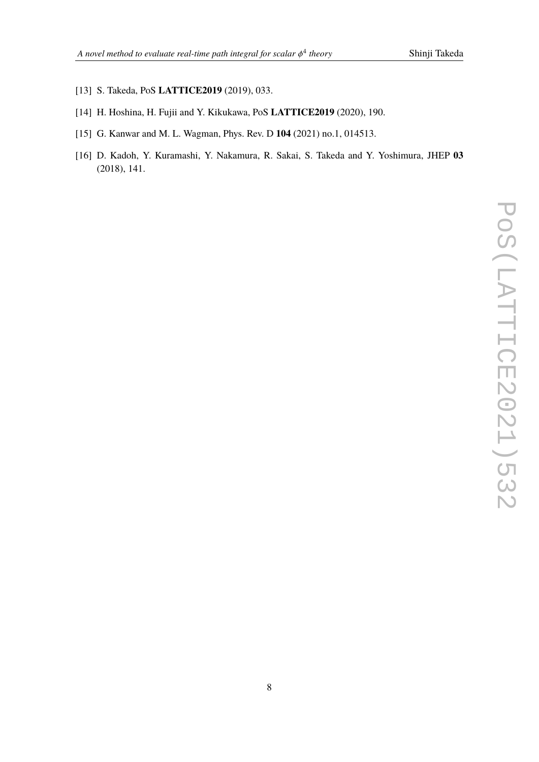[13] S. Takeda, PoS **LATTICE2019** (2019), 033.

[14] H. Hoshina, H. Fujii and Y. Kikukawa, PoS **LATTICE2019** (2020), 190.

[15] G. Kanwar and M. L. Wagman, Phys. Rev. D **104** (2021) no.1, 014513.

[16] D. Kadoh, Y. Kuramashi, Y. Nakamura, R. Sakai, S. Takeda and Y. Yoshimura, JHEP **03** (2018), 141.